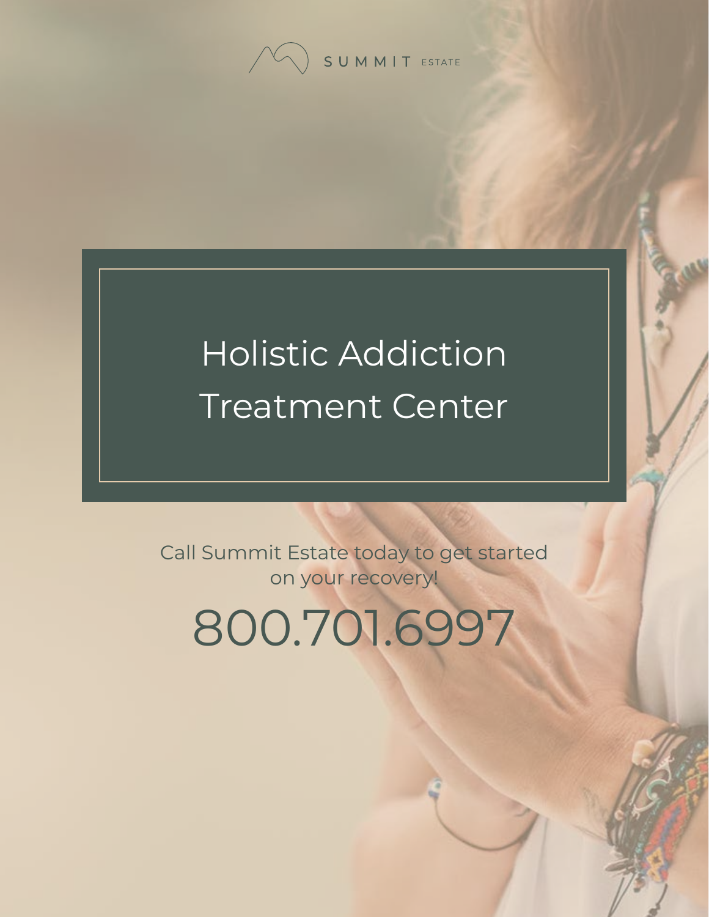SUMMIT ESTATE

# Holistic Addiction Treatment Center

Call Summit Estate today to get started on your recovery!

800.701.6997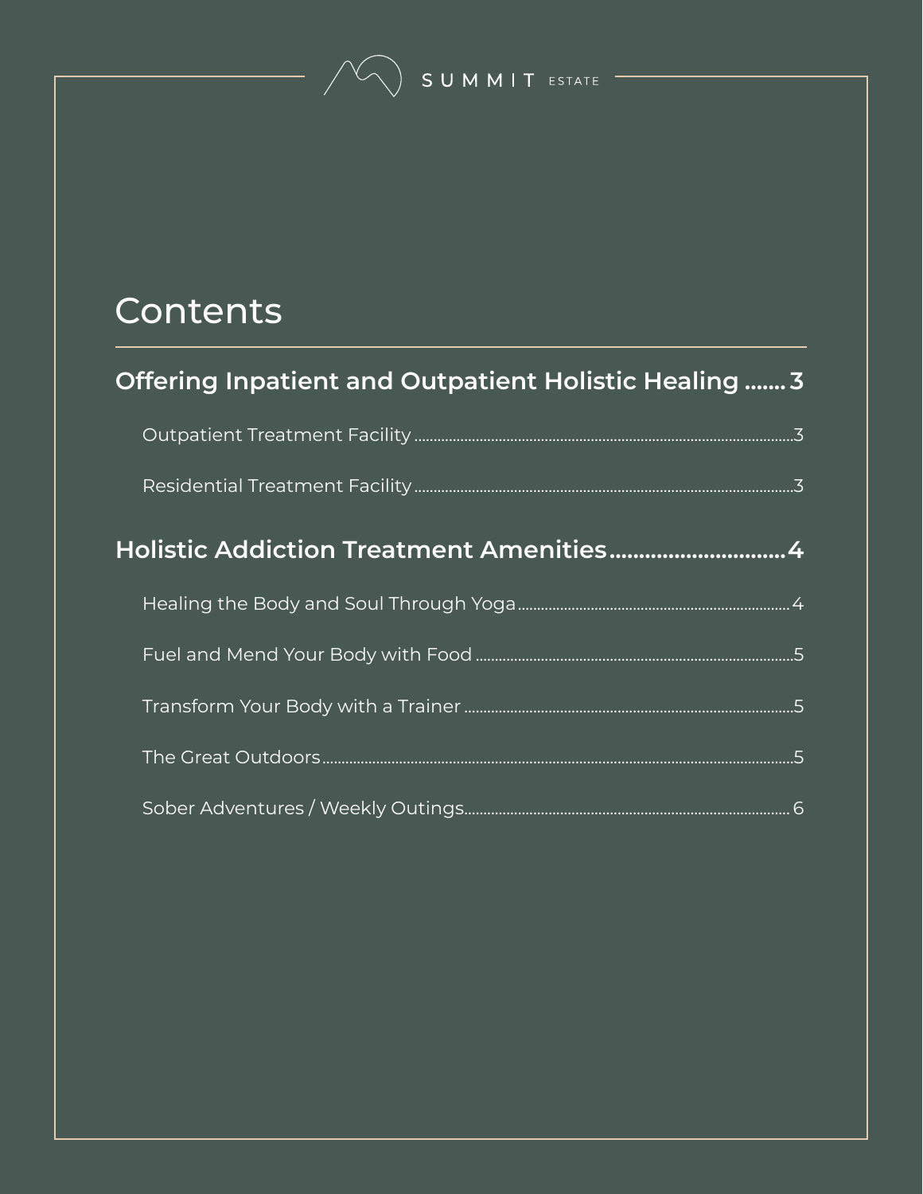# Contents

**Offering Inpatient and Outpatient Holistic Healing ....... 3**

- Outpatient Treatment Facility ....... 3
- Residential Treatment Facility ....... 3

**Holistic Addiction Treatment Amenities ....... 4**

- Healing the Body and Soul Through Yoga ....... 4
- Fuel and Mend Your Body with Food ....... 5
- Transform Your Body with a Trainer ....... 5
- The Great Outdoors ....... 5
- Sober Adventures / Weekly Outings ....... 6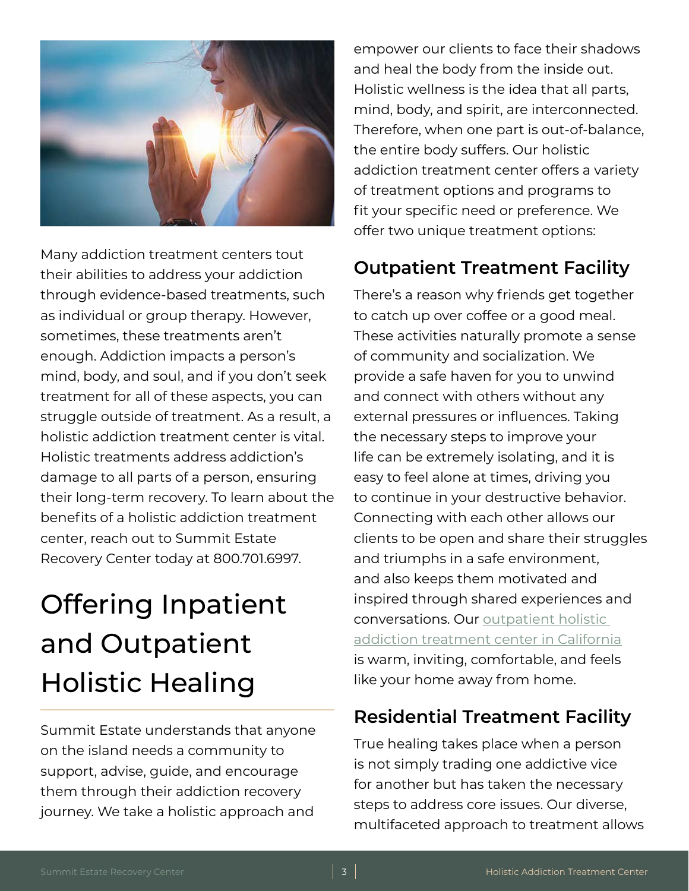Many addiction treatment centers tout their abilities to address your addiction through evidence-based treatments, such as individual or group therapy. However, sometimes, these treatments aren't enough. Addiction impacts a person's mind, body, and soul, and if you don't seek treatment for all of these aspects, you can struggle outside of treatment. As a result, a holistic addiction treatment center is vital. Holistic treatments address addiction's damage to all parts of a person, ensuring their long-term recovery. To learn about the benefits of a holistic addiction treatment center, reach out to Summit Estate Recovery Center today at 800.701.6997.

# Offering Inpatient and Outpatient Holistic Healing

Summit Estate understands that anyone on the island needs a community to support, advise, guide, and encourage them through their addiction recovery journey. We take a holistic approach and empower our clients to face their shadows and heal the body from the inside out. Holistic wellness is the idea that all parts, mind, body, and spirit, are interconnected. Therefore, when one part is out-of-balance, the entire body suffers. Our holistic addiction treatment center offers a variety of treatment options and programs to fit your specific need or preference. We offer two unique treatment options:

## Outpatient Treatment Facility

There's a reason why friends get together to catch up over coffee or a good meal. These activities naturally promote a sense of community and socialization. We provide a safe haven for you to unwind and connect with others without any external pressures or influences. Taking the necessary steps to improve your life can be extremely isolating, and it is easy to feel alone at times, driving you to continue in your destructive behavior. Connecting with each other allows our clients to be open and share their struggles and triumphs in a safe environment, and also keeps them motivated and inspired through shared experiences and conversations. Our outpatient holistic addiction treatment center in California is warm, inviting, comfortable, and feels like your home away from home.

## Residential Treatment Facility

True healing takes place when a person is not simply trading one addictive vice for another but has taken the necessary steps to address core issues. Our diverse, multifaceted approach to treatment allows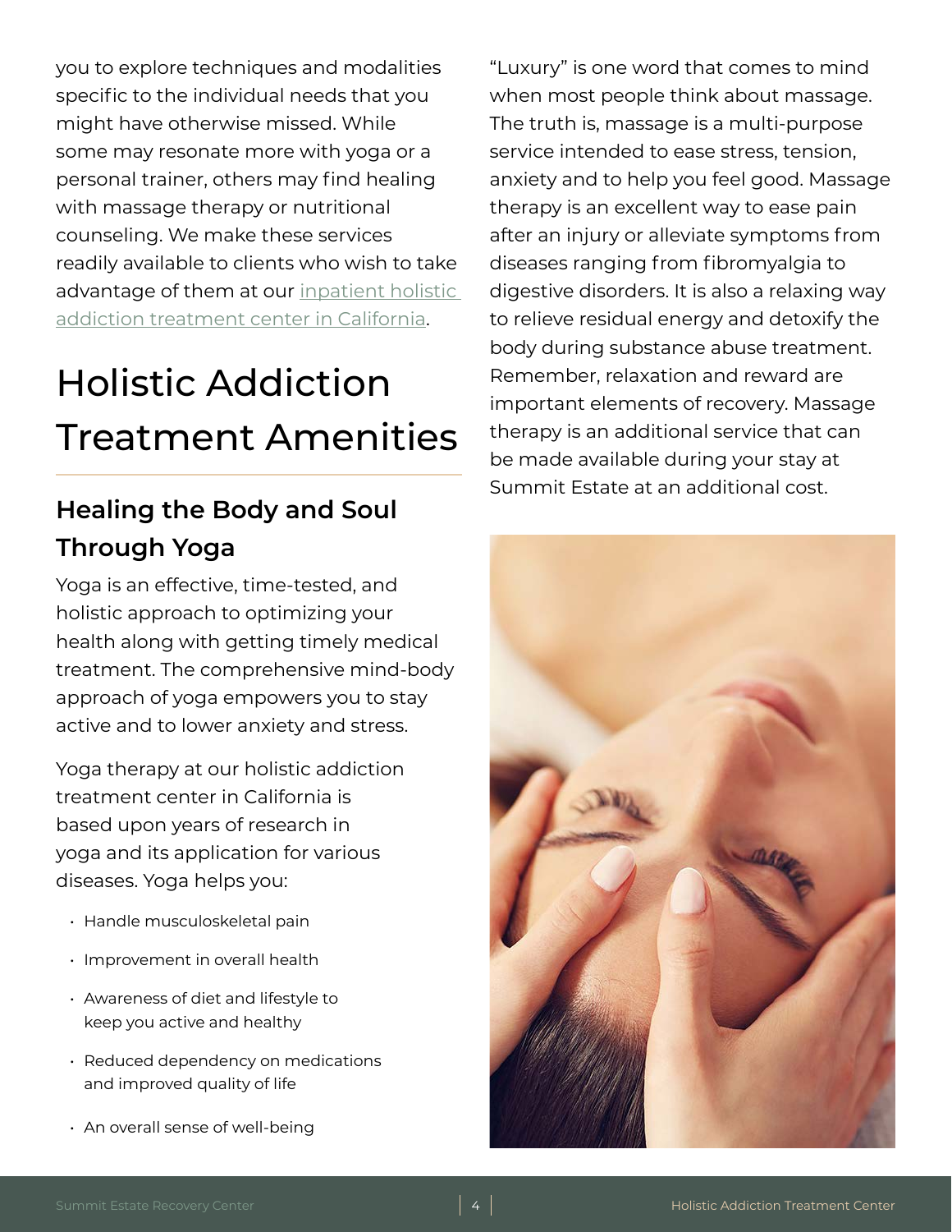you to explore techniques and modalities specific to the individual needs that you might have otherwise missed. While some may resonate more with yoga or a personal trainer, others may find healing with massage therapy or nutritional counseling. We make these services readily available to clients who wish to take advantage of them at our inpatient holistic addiction treatment center in California.

# Holistic Addiction Treatment Amenities

## Healing the Body and Soul Through Yoga

Yoga is an effective, time-tested, and holistic approach to optimizing your health along with getting timely medical treatment. The comprehensive mind-body approach of yoga empowers you to stay active and to lower anxiety and stress.

Yoga therapy at our holistic addiction treatment center in California is based upon years of research in yoga and its application for various diseases. Yoga helps you:

- Handle musculoskeletal pain
- Improvement in overall health
- Awareness of diet and lifestyle to keep you active and healthy
- Reduced dependency on medications and improved quality of life
- An overall sense of well-being

"Luxury" is one word that comes to mind when most people think about massage. The truth is, massage is a multi-purpose service intended to ease stress, tension, anxiety and to help you feel good. Massage therapy is an excellent way to ease pain after an injury or alleviate symptoms from diseases ranging from fibromyalgia to digestive disorders. It is also a relaxing way to relieve residual energy and detoxify the body during substance abuse treatment. Remember, relaxation and reward are important elements of recovery. Massage therapy is an additional service that can be made available during your stay at Summit Estate at an additional cost.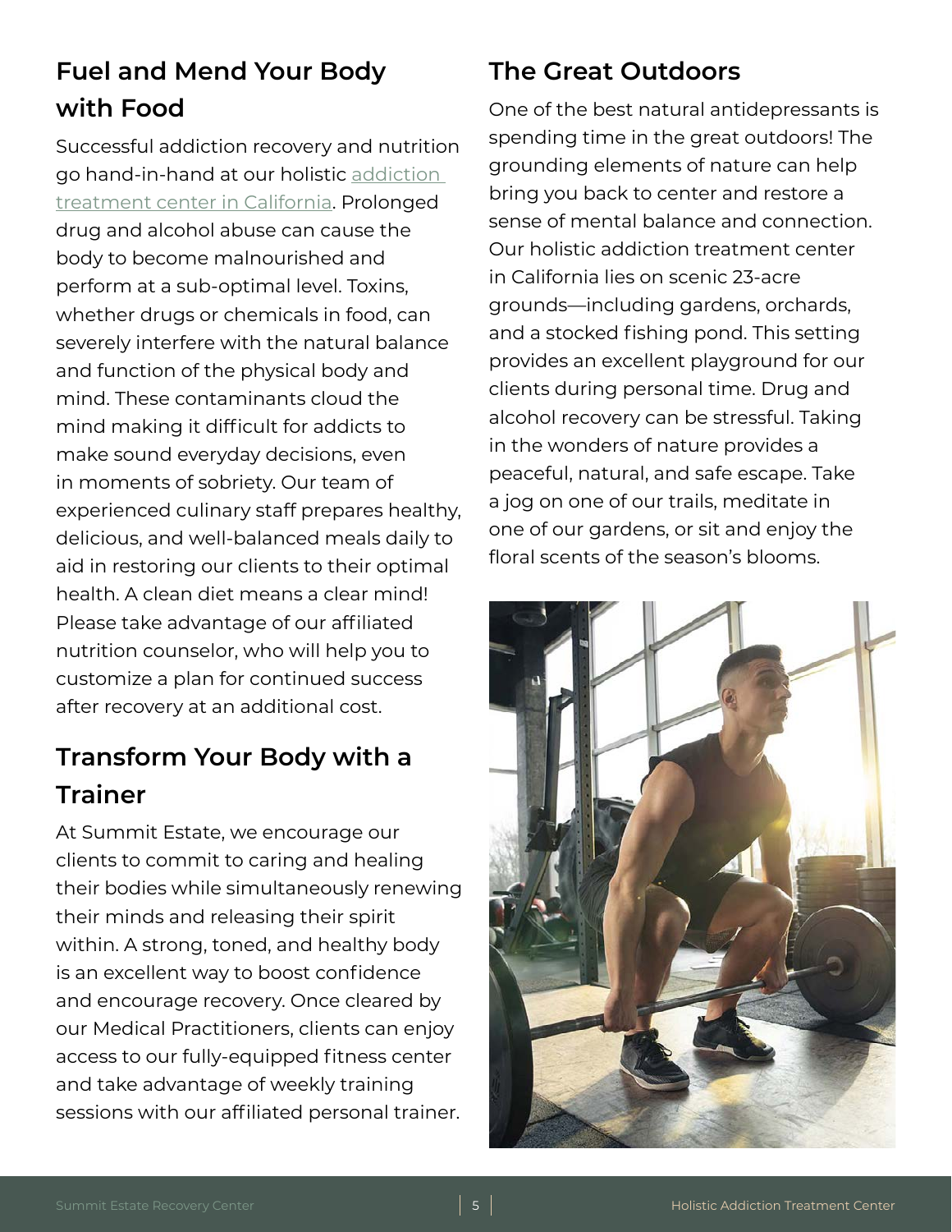## Fuel and Mend Your Body with Food

Successful addiction recovery and nutrition go hand-in-hand at our holistic [addiction treatment center in California](). Prolonged drug and alcohol abuse can cause the body to become malnourished and perform at a sub-optimal level. Toxins, whether drugs or chemicals in food, can severely interfere with the natural balance and function of the physical body and mind. These contaminants cloud the mind making it difficult for addicts to make sound everyday decisions, even in moments of sobriety. Our team of experienced culinary staff prepares healthy, delicious, and well-balanced meals daily to aid in restoring our clients to their optimal health. A clean diet means a clear mind! Please take advantage of our affiliated nutrition counselor, who will help you to customize a plan for continued success after recovery at an additional cost.

## Transform Your Body with a Trainer

At Summit Estate, we encourage our clients to commit to caring and healing their bodies while simultaneously renewing their minds and releasing their spirit within. A strong, toned, and healthy body is an excellent way to boost confidence and encourage recovery. Once cleared by our Medical Practitioners, clients can enjoy access to our fully-equipped fitness center and take advantage of weekly training sessions with our affiliated personal trainer.

## The Great Outdoors

One of the best natural antidepressants is spending time in the great outdoors! The grounding elements of nature can help bring you back to center and restore a sense of mental balance and connection. Our holistic addiction treatment center in California lies on scenic 23-acre grounds—including gardens, orchards, and a stocked fishing pond. This setting provides an excellent playground for our clients during personal time. Drug and alcohol recovery can be stressful. Taking in the wonders of nature provides a peaceful, natural, and safe escape. Take a jog on one of our trails, meditate in one of our gardens, or sit and enjoy the floral scents of the season's blooms.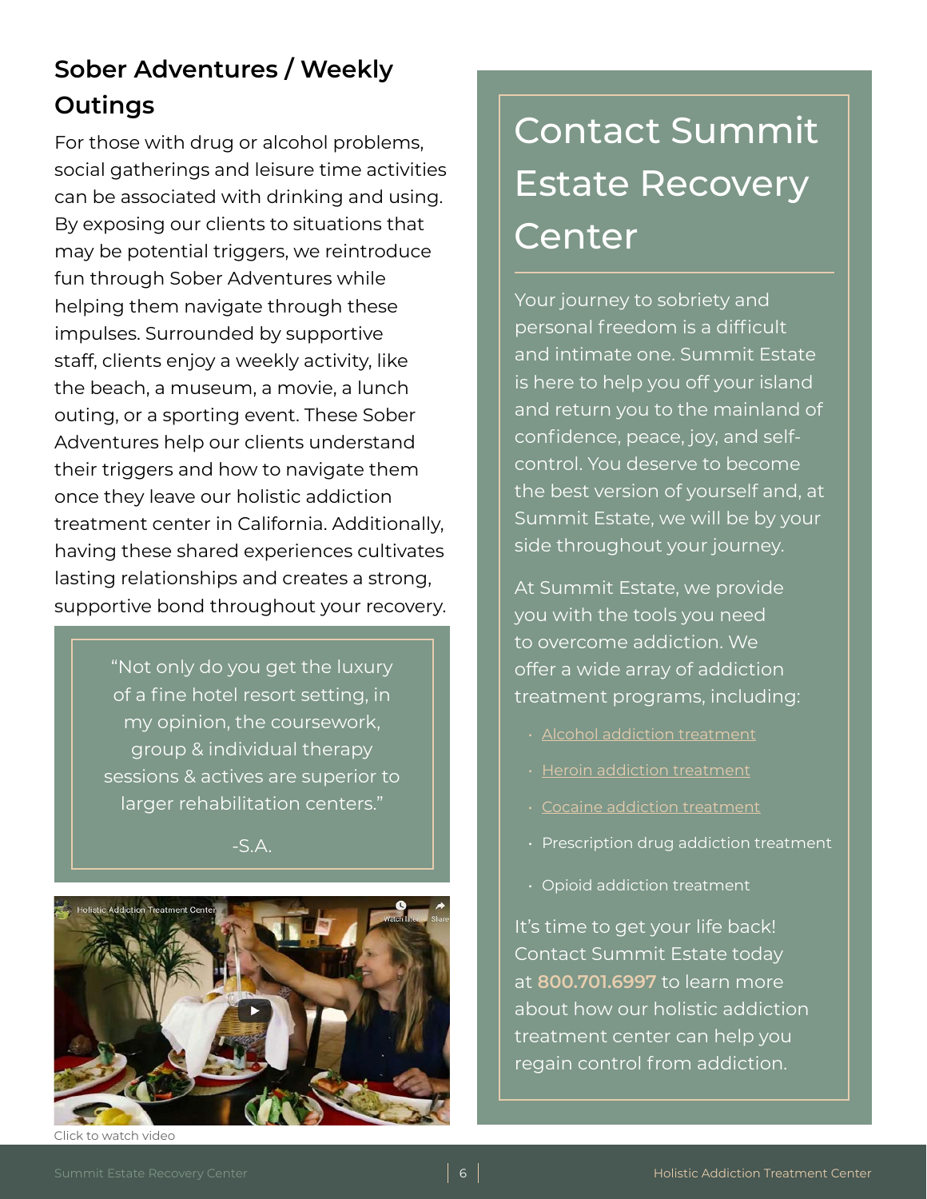## Sober Adventures / Weekly Outings

For those with drug or alcohol problems, social gatherings and leisure time activities can be associated with drinking and using. By exposing our clients to situations that may be potential triggers, we reintroduce fun through Sober Adventures while helping them navigate through these impulses. Surrounded by supportive staff, clients enjoy a weekly activity, like the beach, a museum, a movie, a lunch outing, or a sporting event. These Sober Adventures help our clients understand their triggers and how to navigate them once they leave our holistic addiction treatment center in California. Additionally, having these shared experiences cultivates lasting relationships and creates a strong, supportive bond throughout your recovery.

> "Not only do you get the luxury of a fine hotel resort setting, in my opinion, the coursework, group & individual therapy sessions & actives are superior to larger rehabilitation centers."
>
> -S.A.

Click to watch video

# Contact Summit Estate Recovery Center

Your journey to sobriety and personal freedom is a difficult and intimate one. Summit Estate is here to help you off your island and return you to the mainland of confidence, peace, joy, and self-control. You deserve to become the best version of yourself and, at Summit Estate, we will be by your side throughout your journey.

At Summit Estate, we provide you with the tools you need to overcome addiction. We offer a wide array of addiction treatment programs, including:

- Alcohol addiction treatment
- Heroin addiction treatment
- Cocaine addiction treatment
- Prescription drug addiction treatment
- Opioid addiction treatment

It's time to get your life back! Contact Summit Estate today at **800.701.6997** to learn more about how our holistic addiction treatment center can help you regain control from addiction.